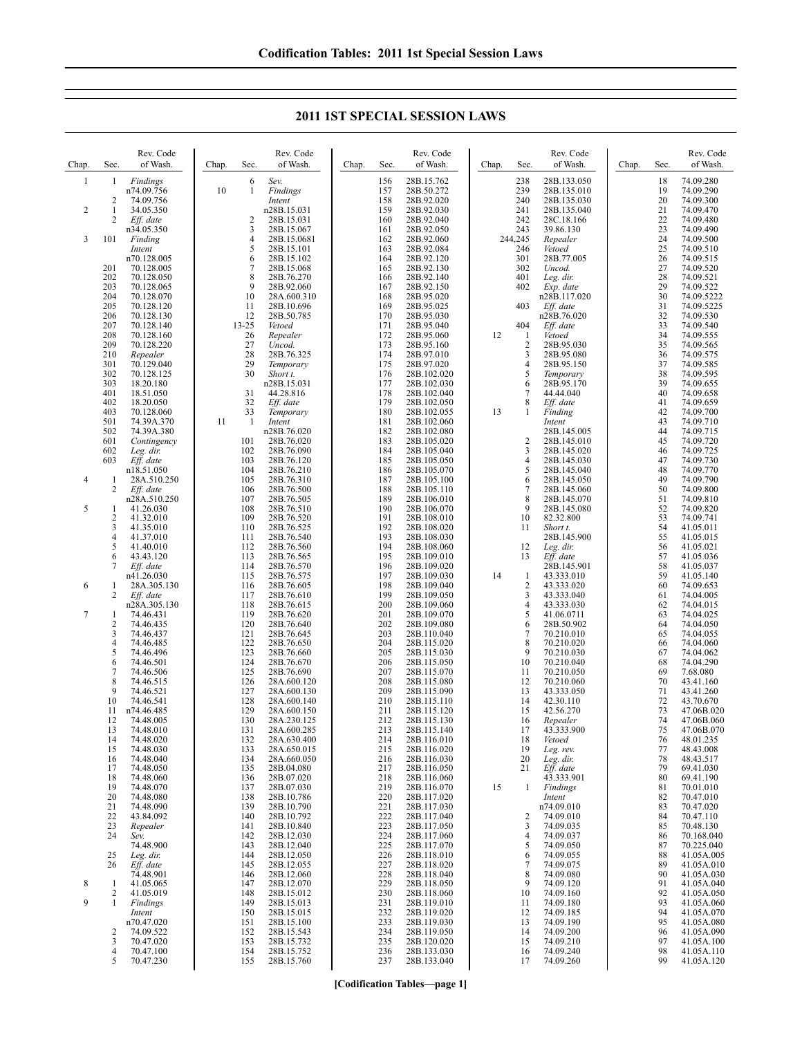# Codification Tables: 2011 1st Special Session Laws

## 2011 1ST SPECIAL SESSION LAWS

| Chap. | Sec. | Rev. Code of Wash. |
|---|---|---|
| 1 | 1 | *Findings* n74.09.756 |
| | 2 | 74.09.756 |
| 2 | 1 | 34.05.350 |
| | 2 | *Eff. date* n34.05.350 |
| 3 | 101 | *Finding Intent* n70.128.005 |
| | 201 | 70.128.005 |
| | 202 | 70.128.050 |
| | 203 | 70.128.065 |
| | 204 | 70.128.070 |
| | 205 | 70.128.120 |
| | 206 | 70.128.130 |
| | 207 | 70.128.140 |
| | 208 | 70.128.160 |
| | 209 | 70.128.220 |
| | 210 | *Repealer* |
| | 301 | 70.129.040 |
| | 302 | 70.128.125 |
| | 303 | 18.20.180 |
| | 401 | 18.51.050 |
| | 402 | 18.20.050 |
| | 403 | 70.128.060 |
| | 501 | 74.39A.370 |
| | 502 | 74.39A.380 |
| | 601 | *Contingency* |
| | 602 | *Leg. dir.* |
| | 603 | *Eff. date* n18.51.050 |
| 4 | 1 | 28A.510.250 |
| | 2 | *Eff. date* n28A.510.250 |
| 5 | 1 | 41.26.030 |
| | 2 | 41.32.010 |
| | 3 | 41.35.010 |
| | 4 | 41.37.010 |
| | 5 | 41.40.010 |
| | 6 | 43.43.120 |
| | 7 | *Eff. date* n41.26.030 |
| 6 | 1 | 28A.305.130 |
| | 2 | *Eff. date* n28A.305.130 |
| 7 | 1 | 74.46.431 |
| | 2 | 74.46.435 |
| | 3 | 74.46.437 |
| | 4 | 74.46.485 |
| | 5 | 74.46.496 |
| | 6 | 74.46.501 |
| | 7 | 74.46.506 |
| | 8 | 74.46.515 |
| | 9 | 74.46.521 |
| | 10 | 74.46.541 |
| | 11 | n74.46.485 |
| | 12 | 74.48.005 |
| | 13 | 74.48.010 |
| | 14 | 74.48.020 |
| | 15 | 74.48.030 |
| | 16 | 74.48.040 |
| | 17 | 74.48.050 |
| | 18 | 74.48.060 |
| | 19 | 74.48.070 |
| | 20 | 74.48.080 |
| | 21 | 74.48.090 |
| | 22 | 43.84.092 |
| | 23 | *Repealer* |
| | 24 | *Sev.* 74.48.900 |
| | 25 | *Leg. dir.* |
| | 26 | *Eff. date* 74.48.901 |
| 8 | 1 | 41.05.065 |
| | 2 | 41.05.019 |
| 9 | 1 | *Findings Intent* n70.47.020 |
| | 2 | 74.09.522 |
| | 3 | 70.47.020 |
| | 4 | 70.47.100 |
| | 5 | 70.47.230 |
| | 6 | *Sev.* |
| 10 | 1 | *Findings Intent* n28B.15.031 |
| | 2 | 28B.15.031 |
| | 3 | 28B.15.067 |
| | 4 | 28B.15.0681 |
| | 5 | 28B.15.101 |
| | 6 | 28B.15.102 |
| | 7 | 28B.15.068 |
| | 8 | 28B.76.270 |
| | 9 | 28B.92.060 |
| | 10 | 28A.600.310 |
| | 11 | 28B.10.696 |
| | 12 | 28B.50.785 |
| | 13-25 | *Vetoed* |
| | 26 | *Repealer* |
| | 27 | *Uncod.* |
| | 28 | 28B.76.325 |
| | 29 | *Temporary* |
| | 30 | *Short t.* n28B.15.031 |
| | 31 | 44.28.816 |
| | 32 | *Eff. date* |
| | 33 | *Temporary* |
| 11 | 1 | *Intent* n28B.76.020 |
| | 101 | 28B.76.020 |
| | 102 | 28B.76.090 |
| | 103 | 28B.76.120 |
| | 104 | 28B.76.210 |
| | 105 | 28B.76.310 |
| | 106 | 28B.76.500 |
| | 107 | 28B.76.505 |
| | 108 | 28B.76.510 |
| | 109 | 28B.76.520 |
| | 110 | 28B.76.525 |
| | 111 | 28B.76.540 |
| | 112 | 28B.76.560 |
| | 113 | 28B.76.565 |
| | 114 | 28B.76.570 |
| | 115 | 28B.76.575 |
| | 116 | 28B.76.605 |
| | 117 | 28B.76.610 |
| | 118 | 28B.76.615 |
| | 119 | 28B.76.620 |
| | 120 | 28B.76.640 |
| | 121 | 28B.76.645 |
| | 122 | 28B.76.650 |
| | 123 | 28B.76.660 |
| | 124 | 28B.76.670 |
| | 125 | 28B.76.690 |
| | 126 | 28A.600.120 |
| | 127 | 28A.600.130 |
| | 128 | 28A.600.140 |
| | 129 | 28A.600.150 |
| | 130 | 28A.230.125 |
| | 131 | 28A.600.285 |
| | 132 | 28A.630.400 |
| | 133 | 28A.650.015 |
| | 134 | 28A.660.050 |
| | 135 | 28B.04.080 |
| | 136 | 28B.07.020 |
| | 137 | 28B.07.030 |
| | 138 | 28B.10.786 |
| | 139 | 28B.10.790 |
| | 140 | 28B.10.792 |
| | 141 | 28B.10.840 |
| | 142 | 28B.12.030 |
| | 143 | 28B.12.040 |
| | 144 | 28B.12.050 |
| | 145 | 28B.12.055 |
| | 146 | 28B.12.060 |
| | 147 | 28B.12.070 |
| | 148 | 28B.15.012 |
| | 149 | 28B.15.013 |
| | 150 | 28B.15.015 |
| | 151 | 28B.15.100 |
| | 152 | 28B.15.543 |
| | 153 | 28B.15.732 |
| | 154 | 28B.15.752 |
| | 155 | 28B.15.760 |
| | 156 | 28B.15.762 |
| | 157 | 28B.50.272 |
| | 158 | 28B.92.020 |
| | 159 | 28B.92.030 |
| | 160 | 28B.92.040 |
| | 161 | 28B.92.050 |
| | 162 | 28B.92.060 |
| | 163 | 28B.92.084 |
| | 164 | 28B.92.120 |
| | 165 | 28B.92.130 |
| | 166 | 28B.92.140 |
| | 167 | 28B.92.150 |
| | 168 | 28B.95.020 |
| | 169 | 28B.95.025 |
| | 170 | 28B.95.030 |
| | 171 | 28B.95.040 |
| | 172 | 28B.95.060 |
| | 173 | 28B.95.160 |
| | 174 | 28B.97.010 |
| | 175 | 28B.97.020 |
| | 176 | 28B.102.020 |
| | 177 | 28B.102.030 |
| | 178 | 28B.102.040 |
| | 179 | 28B.102.050 |
| | 180 | 28B.102.055 |
| | 181 | 28B.102.060 |
| | 182 | 28B.102.080 |
| | 183 | 28B.105.020 |
| | 184 | 28B.105.040 |
| | 185 | 28B.105.050 |
| | 186 | 28B.105.070 |
| | 187 | 28B.105.100 |
| | 188 | 28B.105.110 |
| | 189 | 28B.106.010 |
| | 190 | 28B.106.070 |
| | 191 | 28B.108.010 |
| | 192 | 28B.108.020 |
| | 193 | 28B.108.030 |
| | 194 | 28B.108.060 |
| | 195 | 28B.109.010 |
| | 196 | 28B.109.020 |
| | 197 | 28B.109.030 |
| | 198 | 28B.109.040 |
| | 199 | 28B.109.050 |
| | 200 | 28B.109.060 |
| | 201 | 28B.109.070 |
| | 202 | 28B.109.080 |
| | 203 | 28B.110.040 |
| | 204 | 28B.115.020 |
| | 205 | 28B.115.030 |
| | 206 | 28B.115.050 |
| | 207 | 28B.115.070 |
| | 208 | 28B.115.080 |
| | 209 | 28B.115.090 |
| | 210 | 28B.115.110 |
| | 211 | 28B.115.120 |
| | 212 | 28B.115.130 |
| | 213 | 28B.115.140 |
| | 214 | 28B.116.010 |
| | 215 | 28B.116.020 |
| | 216 | 28B.116.030 |
| | 217 | 28B.116.050 |
| | 218 | 28B.116.060 |
| | 219 | 28B.116.070 |
| | 220 | 28B.117.020 |
| | 221 | 28B.117.030 |
| | 222 | 28B.117.040 |
| | 223 | 28B.117.050 |
| | 224 | 28B.117.060 |
| | 225 | 28B.117.070 |
| | 226 | 28B.118.010 |
| | 227 | 28B.118.020 |
| | 228 | 28B.118.040 |
| | 229 | 28B.118.050 |
| | 230 | 28B.118.060 |
| | 231 | 28B.119.010 |
| | 232 | 28B.119.020 |
| | 233 | 28B.119.030 |
| | 234 | 28B.119.050 |
| | 235 | 28B.120.020 |
| | 236 | 28B.133.030 |
| | 237 | 28B.133.040 |
| | 238 | 28B.133.050 |
| | 239 | 28B.135.010 |
| | 240 | 28B.135.030 |
| | 241 | 28B.135.040 |
| | 242 | 28C.18.166 |
| | 243 | 39.86.130 |
| | 244,245 | *Repealer* |
| | 246 | *Vetoed* |
| | 301 | 28B.77.005 |
| | 302 | *Uncod.* |
| | 401 | *Leg. dir.* |
| | 402 | *Exp. date* n28B.117.020 |
| | 403 | *Eff. date* n28B.76.020 |
| | 404 | *Eff. date* |
| 12 | 1 | *Vetoed* |
| | 2 | 28B.95.030 |
| | 3 | 28B.95.080 |
| | 4 | 28B.95.150 |
| | 5 | *Temporary* |
| | 6 | 28B.95.170 |
| | 7 | 44.44.040 |
| | 8 | *Eff. date* |
| 13 | 1 | *Finding Intent* 28B.145.005 |
| | 2 | 28B.145.010 |
| | 3 | 28B.145.020 |
| | 4 | 28B.145.030 |
| | 5 | 28B.145.040 |
| | 6 | 28B.145.050 |
| | 7 | 28B.145.060 |
| | 8 | 28B.145.070 |
| | 9 | 28B.145.080 |
| | 10 | 82.32.800 |
| | 11 | *Short t.* 28B.145.900 |
| | 12 | *Leg. dir.* |
| | 13 | *Eff. date* 28B.145.901 |
| 14 | 1 | 43.333.010 |
| | 2 | 43.333.020 |
| | 3 | 43.333.040 |
| | 4 | 43.333.030 |
| | 5 | 41.06.0711 |
| | 6 | 28B.50.902 |
| | 7 | 70.210.010 |
| | 8 | 70.210.020 |
| | 9 | 70.210.030 |
| | 10 | 70.210.040 |
| | 11 | 70.210.050 |
| | 12 | 70.210.060 |
| | 13 | 43.333.050 |
| | 14 | 42.30.110 |
| | 15 | 42.56.270 |
| | 16 | *Repealer* |
| | 17 | 43.333.900 |
| | 18 | *Vetoed* |
| | 19 | *Leg. rev.* |
| | 20 | *Leg. dir.* |
| | 21 | *Eff. date* 43.333.901 |
| 15 | 1 | *Findings Intent* n74.09.010 |
| | 2 | 74.09.010 |
| | 3 | 74.09.035 |
| | 4 | 74.09.037 |
| | 5 | 74.09.050 |
| | 6 | 74.09.055 |
| | 7 | 74.09.075 |
| | 8 | 74.09.080 |
| | 9 | 74.09.120 |
| | 10 | 74.09.160 |
| | 11 | 74.09.180 |
| | 12 | 74.09.185 |
| | 13 | 74.09.190 |
| | 14 | 74.09.200 |
| | 15 | 74.09.210 |
| | 16 | 74.09.240 |
| | 17 | 74.09.260 |
| | 18 | 74.09.280 |
| | 19 | 74.09.290 |
| | 20 | 74.09.300 |
| | 21 | 74.09.470 |
| | 22 | 74.09.480 |
| | 23 | 74.09.490 |
| | 24 | 74.09.500 |
| | 25 | 74.09.510 |
| | 26 | 74.09.515 |
| | 27 | 74.09.520 |
| | 28 | 74.09.521 |
| | 29 | 74.09.522 |
| | 30 | 74.09.5222 |
| | 31 | 74.09.5225 |
| | 32 | 74.09.530 |
| | 33 | 74.09.540 |
| | 34 | 74.09.555 |
| | 35 | 74.09.565 |
| | 36 | 74.09.575 |
| | 37 | 74.09.585 |
| | 38 | 74.09.595 |
| | 39 | 74.09.655 |
| | 40 | 74.09.658 |
| | 41 | 74.09.659 |
| | 42 | 74.09.700 |
| | 43 | 74.09.710 |
| | 44 | 74.09.715 |
| | 45 | 74.09.720 |
| | 46 | 74.09.725 |
| | 47 | 74.09.730 |
| | 48 | 74.09.770 |
| | 49 | 74.09.790 |
| | 50 | 74.09.800 |
| | 51 | 74.09.810 |
| | 52 | 74.09.820 |
| | 53 | 74.09.741 |
| | 54 | 41.05.011 |
| | 55 | 41.05.015 |
| | 56 | 41.05.021 |
| | 57 | 41.05.036 |
| | 58 | 41.05.037 |
| | 59 | 41.05.140 |
| | 60 | 74.09.653 |
| | 61 | 74.04.005 |
| | 62 | 74.04.015 |
| | 63 | 74.04.025 |
| | 64 | 74.04.050 |
| | 65 | 74.04.055 |
| | 66 | 74.04.060 |
| | 67 | 74.04.062 |
| | 68 | 74.04.290 |
| | 69 | 7.68.080 |
| | 70 | 43.41.160 |
| | 71 | 43.41.260 |
| | 72 | 43.70.670 |
| | 73 | 47.06B.020 |
| | 74 | 47.06B.060 |
| | 75 | 47.06B.070 |
| | 76 | 48.01.235 |
| | 77 | 48.43.008 |
| | 78 | 48.43.517 |
| | 79 | 69.41.030 |
| | 80 | 69.41.190 |
| | 81 | 70.01.010 |
| | 82 | 70.47.010 |
| | 83 | 70.47.020 |
| | 84 | 70.47.110 |
| | 85 | 70.48.130 |
| | 86 | 70.168.040 |
| | 87 | 70.225.040 |
| | 88 | 41.05A.005 |
| | 89 | 41.05A.010 |
| | 90 | 41.05A.030 |
| | 91 | 41.05A.040 |
| | 92 | 41.05A.050 |
| | 93 | 41.05A.060 |
| | 94 | 41.05A.070 |
| | 95 | 41.05A.080 |
| | 96 | 41.05A.090 |
| | 97 | 41.05A.100 |
| | 98 | 41.05A.110 |
| | 99 | 41.05A.120 |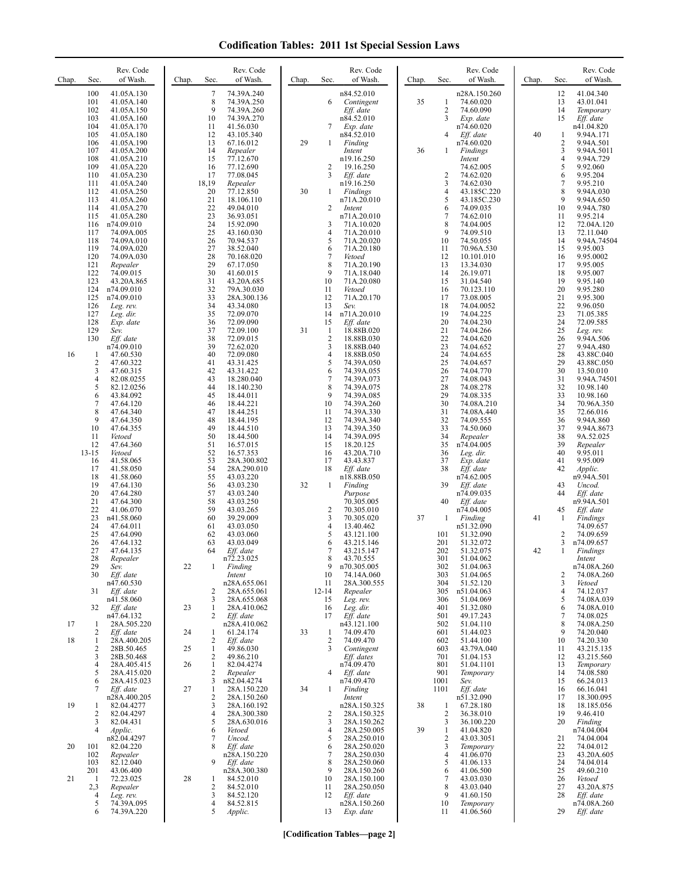# Codification Tables: 2011 1st Special Session Laws

| Chap. | Sec. | Rev. Code of Wash. |
|---|---|---|
| | 100 | 41.05A.130 |
| | 101 | 41.05A.140 |
| | 102 | 41.05A.150 |
| | 103 | 41.05A.160 |
| | 104 | 41.05A.170 |
| | 105 | 41.05A.180 |
| | 106 | 41.05A.190 |
| | 107 | 41.05A.200 |
| | 108 | 41.05A.210 |
| | 109 | 41.05A.220 |
| | 110 | 41.05A.230 |
| | 111 | 41.05A.240 |
| | 112 | 41.05A.250 |
| | 113 | 41.05A.260 |
| | 114 | 41.05A.270 |
| | 115 | 41.05A.280 |
| | 116 | n74.09.010 |
| | 117 | 74.09A.005 |
| | 118 | 74.09A.010 |
| | 119 | 74.09A.020 |
| | 120 | 74.09A.030 |
| | 121 | *Repealer* |
| | 122 | 74.09.015 |
| | 123 | 43.20A.865 |
| | 124 | n74.09.010 |
| | 125 | n74.09.010 |
| | 126 | *Leg. rev.* |
| | 127 | *Leg. dir.* |
| | 128 | *Exp. date* |
| | 129 | *Sev.* |
| | 130 | *Eff. date* n74.09.010 |
| 16 | 1 | 47.60.530 |
| | 2 | 47.60.322 |
| | 3 | 47.60.315 |
| | 4 | 82.08.0255 |
| | 5 | 82.12.0256 |
| | 6 | 43.84.092 |
| | 7 | 47.64.120 |
| | 8 | 47.64.340 |
| | 9 | 47.64.350 |
| | 10 | 47.64.355 |
| | 11 | *Vetoed* |
| | 12 | 47.64.360 |
| | 13-15 | *Vetoed* |
| | 16 | 41.58.065 |
| | 17 | 41.58.050 |
| | 18 | 41.58.060 |
| | 19 | 47.64.130 |
| | 20 | 47.64.280 |
| | 21 | 47.64.300 |
| | 22 | 41.06.070 |
| | 23 | n41.58.060 |
| | 24 | 47.64.011 |
| | 25 | 47.64.090 |
| | 26 | 47.64.132 |
| | 27 | 47.64.135 |
| | 28 | *Repealer* |
| | 29 | *Sev.* |
| | 30 | *Eff. date* n47.60.530 |
| | 31 | *Eff. date* n41.58.060 |
| | 32 | *Eff. date* n47.64.132 |
| 17 | 1 | 28A.505.220 |
| | 2 | *Eff. date* |
| 18 | 1 | 28A.400.205 |
| | 2 | 28B.50.465 |
| | 3 | 28B.50.468 |
| | 4 | 28A.405.415 |
| | 5 | 28A.415.020 |
| | 6 | 28A.415.023 |
| | 7 | *Eff. date* n28A.400.205 |
| 19 | 1 | 82.04.4277 |
| | 2 | 82.04.4297 |
| | 3 | 82.04.431 |
| | 4 | *Applic.* n82.04.4297 |
| 20 | 101 | 82.04.220 |
| | 102 | *Repealer* |
| | 103 | 82.12.040 |
| | 201 | 43.06.400 |
| 21 | 1 | 72.23.025 |
| | 2,3 | *Repealer* |
| | 4 | *Leg. rev.* |
| | 5 | 74.39A.095 |
| | 6 | 74.39A.220 |
| | 7 | 74.39A.240 |
| | 8 | 74.39A.250 |
| | 9 | 74.39A.260 |
| | 10 | 74.39A.270 |
| | 11 | 41.56.030 |
| | 12 | 43.105.340 |
| | 13 | 67.16.012 |
| | 14 | *Repealer* |
| | 15 | 77.12.670 |
| | 16 | 77.12.690 |
| | 17 | 77.08.045 |
| | 18,19 | *Repealer* |
| | 20 | 77.12.850 |
| | 21 | 18.106.110 |
| | 22 | 49.04.010 |
| | 23 | 36.93.051 |
| | 24 | 15.92.090 |
| | 25 | 43.160.030 |
| | 26 | 70.94.537 |
| | 27 | 38.52.040 |
| | 28 | 70.168.020 |
| | 29 | 67.17.050 |
| | 30 | 41.60.015 |
| | 31 | 43.20A.685 |
| | 32 | 79A.30.030 |
| | 33 | 28A.300.136 |
| | 34 | 43.34.080 |
| | 35 | 72.09.070 |
| | 36 | 72.09.090 |
| | 37 | 72.09.100 |
| | 38 | 72.09.015 |
| | 39 | 72.62.020 |
| | 40 | 72.09.080 |
| | 41 | 43.31.425 |
| | 42 | 43.31.422 |
| | 43 | 18.280.040 |
| | 44 | 18.140.230 |
| | 45 | 18.44.011 |
| | 46 | 18.44.221 |
| | 47 | 18.44.251 |
| | 48 | 18.44.195 |
| | 49 | 18.44.510 |
| | 50 | 18.44.500 |
| | 51 | 16.57.015 |
| | 52 | 16.57.353 |
| | 53 | 28A.300.802 |
| | 54 | 28A.290.010 |
| | 55 | 43.03.220 |
| | 56 | 43.03.230 |
| | 57 | 43.03.240 |
| | 58 | 43.03.250 |
| | 59 | 43.03.265 |
| | 60 | 39.29.009 |
| | 61 | 43.03.050 |
| | 62 | 43.03.060 |
| | 63 | 43.03.049 |
| | 64 | *Eff. date* n72.23.025 |
| 22 | 1 | *Finding Intent* n28A.655.061 |
| | 2 | 28A.655.061 |
| | 3 | 28A.655.068 |
| 23 | 1 | 28A.410.062 |
| | 2 | *Eff. date* n28A.410.062 |
| 24 | 1 | 61.24.174 |
| | 2 | *Eff. date* |
| 25 | 1 | 49.86.030 |
| | 2 | 49.86.210 |
| 26 | 1 | 82.04.4274 |
| | 2 | *Repealer* |
| | 3 | n82.04.4274 |
| 27 | 1 | 28A.150.220 |
| | 2 | 28A.150.260 |
| | 3 | 28A.160.192 |
| | 4 | 28A.300.380 |
| | 5 | 28A.630.016 |
| | 6 | *Vetoed* |
| | 7 | *Uncod.* |
| | 8 | *Eff. date* n28A.150.220 |
| | 9 | *Eff. date* n28A.300.380 |
| 28 | 1 | 84.52.010 |
| | 2 | 84.52.010 |
| | 3 | 84.52.120 |
| | 4 | 84.52.815 |
| | 5 | *Applic.* n84.52.010 |
| | 6 | *Contingent Eff. date* n84.52.010 |
| | 7 | *Exp. date* n84.52.010 |
| 29 | 1 | *Finding Intent* n19.16.250 |
| | 2 | 19.16.250 |
| | 3 | *Eff. date* n19.16.250 |
| 30 | 1 | *Findings* n71A.20.010 |
| | 2 | *Intent* n71A.20.010 |
| | 3 | 71A.10.020 |
| | 4 | 71A.20.010 |
| | 5 | 71A.20.020 |
| | 6 | 71A.20.180 |
| | 7 | *Vetoed* |
| | 8 | 71A.20.190 |
| | 9 | 71A.18.040 |
| | 10 | 71A.20.080 |
| | 11 | *Vetoed* |
| | 12 | 71A.20.170 |
| | 13 | *Sev.* |
| | 14 | n71A.20.010 |
| | 15 | *Eff. date* |
| 31 | 1 | 18.88B.020 |
| | 2 | 18.88B.030 |
| | 3 | 18.88B.040 |
| | 4 | 18.88B.050 |
| | 5 | 74.39A.050 |
| | 6 | 74.39A.055 |
| | 7 | 74.39A.073 |
| | 8 | 74.39A.075 |
| | 9 | 74.39A.085 |
| | 10 | 74.39A.260 |
| | 11 | 74.39A.330 |
| | 12 | 74.39A.340 |
| | 13 | 74.39A.350 |
| | 14 | 74.39A.095 |
| | 15 | 18.20.125 |
| | 16 | 43.20A.710 |
| | 17 | 43.43.837 |
| | 18 | *Eff. date* n18.88B.050 |
| 32 | 1 | *Finding Purpose* 70.305.005 |
| | 2 | 70.305.010 |
| | 3 | 70.305.020 |
| | 4 | 13.40.462 |
| | 5 | 43.121.100 |
| | 6 | 43.215.146 |
| | 7 | 43.215.147 |
| | 8 | 43.70.555 |
| | 9 | n70.305.005 |
| | 10 | 74.14A.060 |
| | 11 | 28A.300.555 |
| | 12-14 | *Repealer* |
| | 15 | *Leg. rev.* |
| | 16 | *Leg. dir.* |
| | 17 | *Eff. date* n43.121.100 |
| 33 | 1 | 74.09.470 |
| | 2 | 74.09.470 |
| | 3 | *Contingent Eff. dates* n74.09.470 |
| | 4 | *Eff. date* n74.09.470 |
| 34 | 1 | *Finding Intent* n28A.150.325 |
| | 2 | 28A.150.325 |
| | 3 | 28A.150.262 |
| | 4 | 28A.250.005 |
| | 5 | 28A.250.010 |
| | 6 | 28A.250.020 |
| | 7 | 28A.250.030 |
| | 8 | 28A.250.060 |
| | 9 | 28A.150.260 |
| | 10 | 28A.150.100 |
| | 11 | 28A.250.050 |
| | 12 | *Eff. date* n28A.150.260 |
| | 13 | *Exp. date* n28A.150.260 |
| 35 | 1 | 74.60.020 |
| | 2 | 74.60.090 |
| | 3 | *Exp. date* n74.60.020 |
| | 4 | *Eff. date* n74.60.020 |
| 36 | 1 | *Findings Intent* 74.62.005 |
| | 2 | 74.62.020 |
| | 3 | 74.62.030 |
| | 4 | 43.185C.220 |
| | 5 | 43.185C.230 |
| | 6 | 74.09.035 |
| | 7 | 74.62.010 |
| | 8 | 74.04.005 |
| | 9 | 74.09.510 |
| | 10 | 74.50.055 |
| | 11 | 70.96A.530 |
| | 12 | 10.101.010 |
| | 13 | 13.34.030 |
| | 14 | 26.19.071 |
| | 15 | 31.04.540 |
| | 16 | 70.123.110 |
| | 17 | 73.08.005 |
| | 18 | 74.04.0052 |
| | 19 | 74.04.225 |
| | 20 | 74.04.230 |
| | 21 | 74.04.266 |
| | 22 | 74.04.620 |
| | 23 | 74.04.652 |
| | 24 | 74.04.655 |
| | 25 | 74.04.657 |
| | 26 | 74.04.770 |
| | 27 | 74.08.043 |
| | 28 | 74.08.278 |
| | 29 | 74.08.335 |
| | 30 | 74.08A.210 |
| | 31 | 74.08A.440 |
| | 32 | 74.09.555 |
| | 33 | 74.50.060 |
| | 34 | *Repealer* |
| | 35 | n74.04.005 |
| | 36 | *Leg. dir.* |
| | 37 | *Exp. date* |
| | 38 | *Eff. date* n74.62.005 |
| | 39 | *Eff. date* n74.09.035 |
| | 40 | *Eff. date* n74.04.005 |
| 37 | 1 | *Finding* n51.32.090 |
| | 101 | 51.32.090 |
| | 201 | 51.32.072 |
| | 202 | 51.32.075 |
| | 301 | 51.04.062 |
| | 302 | 51.04.063 |
| | 303 | 51.04.065 |
| | 304 | 51.52.120 |
| | 305 | n51.04.063 |
| | 306 | 51.04.069 |
| | 401 | 51.32.080 |
| | 501 | 49.17.243 |
| | 502 | 51.04.110 |
| | 601 | 51.44.023 |
| | 602 | 51.44.100 |
| | 603 | 43.79A.040 |
| | 701 | 51.04.153 |
| | 801 | 51.04.1101 |
| | 901 | *Temporary* |
| | 1001 | *Sev.* |
| | 1101 | *Eff. date* n51.32.090 |
| 38 | 1 | 67.28.180 |
| | 2 | 36.38.010 |
| | 3 | 36.100.220 |
| 39 | 1 | 41.04.820 |
| | 2 | 43.03.3051 |
| | 3 | *Temporary* |
| | 4 | 41.06.070 |
| | 5 | 41.06.133 |
| | 6 | 41.06.500 |
| | 7 | 43.03.030 |
| | 8 | 43.03.040 |
| | 9 | 41.60.150 |
| | 10 | *Temporary* |
| | 11 | 41.06.560 |
| | 12 | 41.04.340 |
| | 13 | 43.01.041 |
| | 14 | *Temporary* |
| | 15 | *Eff. date* n41.04.820 |
| 40 | 1 | 9.94A.171 |
| | 2 | 9.94A.501 |
| | 3 | 9.94A.5011 |
| | 4 | 9.94A.729 |
| | 5 | 9.92.060 |
| | 6 | 9.95.204 |
| | 7 | 9.95.210 |
| | 8 | 9.94A.030 |
| | 9 | 9.94A.650 |
| | 10 | 9.94A.780 |
| | 11 | 9.95.214 |
| | 12 | 72.04A.120 |
| | 13 | 72.11.040 |
| | 14 | 9.94A.74504 |
| | 15 | 9.95.003 |
| | 16 | 9.95.0002 |
| | 17 | 9.95.005 |
| | 18 | 9.95.007 |
| | 19 | 9.95.140 |
| | 20 | 9.95.280 |
| | 21 | 9.95.300 |
| | 22 | 9.96.050 |
| | 23 | 71.05.385 |
| | 24 | 72.09.585 |
| | 25 | *Leg. rev.* |
| | 26 | 9.94A.506 |
| | 27 | 9.94A.480 |
| | 28 | 43.88C.040 |
| | 29 | 43.88C.050 |
| | 30 | 13.50.010 |
| | 31 | 9.94A.74501 |
| | 32 | 10.98.140 |
| | 33 | 10.98.160 |
| | 34 | 70.96A.350 |
| | 35 | 72.66.016 |
| | 36 | 9.94A.860 |
| | 37 | 9.94A.8673 |
| | 38 | 9A.52.025 |
| | 39 | *Repealer* |
| | 40 | 9.95.011 |
| | 41 | 9.95.009 |
| | 42 | *Applic.* n9.94A.501 |
| | 43 | *Uncod.* |
| | 44 | *Eff. date* n9.94A.501 |
| | 45 | *Eff. date* 66.16.041 |
| 41 | 1 | *Findings* 74.09.657 |
| | 2 | 74.09.659 |
| | 3 | n74.09.657 |
| 42 | 1 | *Findings Intent* n74.08A.260 |
| | 2 | 74.08A.260 |
| | 3 | *Vetoed* |
| | 4 | 74.12.037 |
| | 5 | 74.08A.039 |
| | 6 | 74.08A.010 |
| | 7 | 74.08.025 |
| | 8 | 74.08A.250 |
| | 9 | 74.20.040 |
| | 10 | 74.20.330 |
| | 11 | 43.215.135 |
| | 12 | 43.215.560 |
| | 13 | *Temporary* |
| | 14 | 74.08.580 |
| | 15 | 66.24.013 |
| | 16 | 66.16.041 |
| | 17 | 18.300.095 |
| | 18 | 18.185.056 |
| | 19 | 9.46.410 |
| | 20 | *Finding* n74.04.004 |
| | 21 | 74.04.004 |
| | 22 | 74.04.012 |
| | 23 | 43.20A.605 |
| | 24 | 74.04.014 |
| | 25 | 49.60.210 |
| | 26 | *Vetoed* |
| | 27 | 43.20A.875 |
| | 28 | *Eff. date* n74.08A.260 |
| | 29 | *Eff. date* |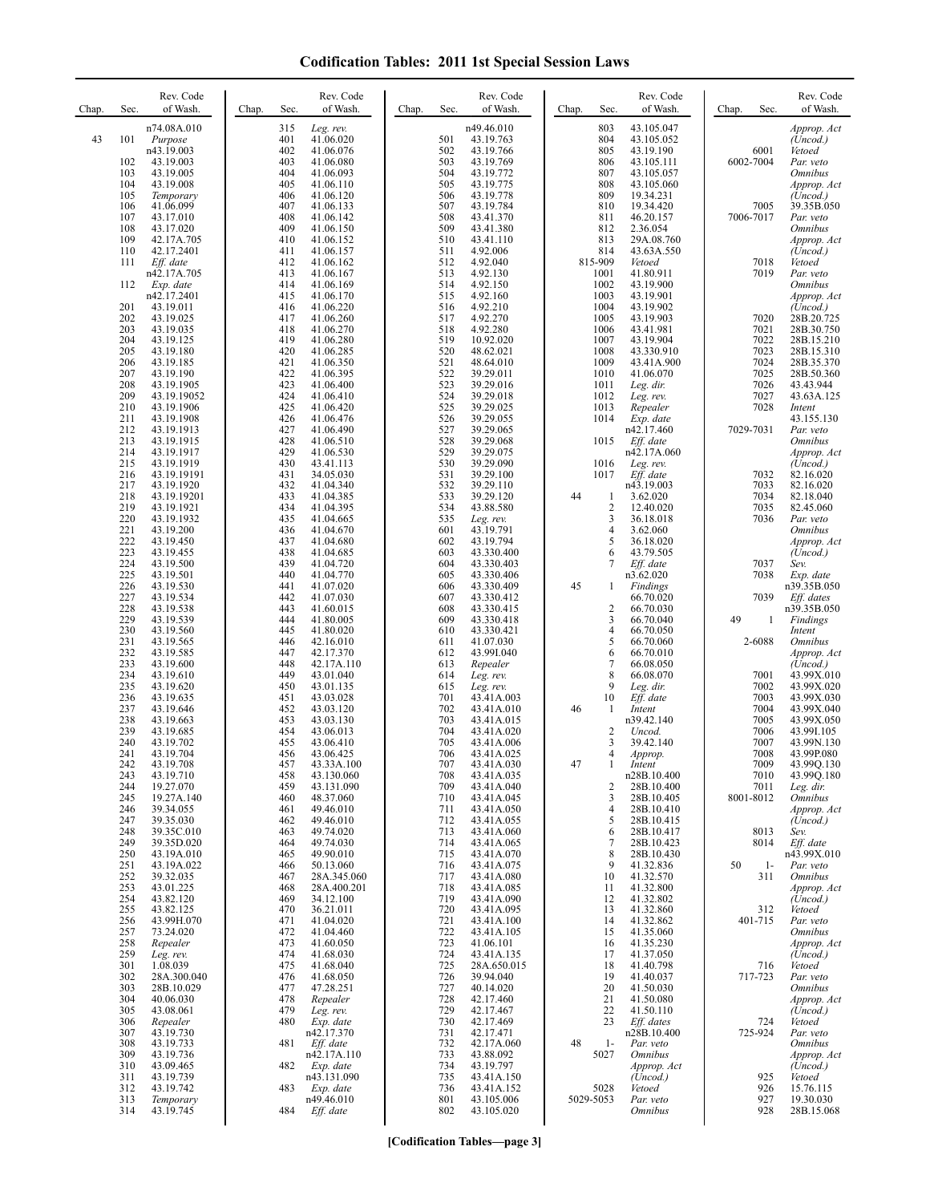# Codification Tables: 2011 1st Special Session Laws

| Chap. | Sec. | Rev. Code of Wash. |
|---|---|---|
| | | n74.08A.010 |
| 43 | 101 | *Purpose* |
| | | n43.19.003 |
| | 102 | 43.19.003 |
| | 103 | 43.19.005 |
| | 104 | 43.19.008 |
| | 105 | *Temporary* |
| | 106 | 41.06.099 |
| | 107 | 43.17.010 |
| | 108 | 43.17.020 |
| | 109 | 42.17A.705 |
| | 110 | 42.17.2401 |
| | 111 | *Eff. date* |
| | | n42.17A.705 |
| | 112 | *Exp. date* |
| | | n42.17.2401 |
| | 201 | 43.19.011 |
| | 202 | 43.19.025 |
| | 203 | 43.19.035 |
| | 204 | 43.19.125 |
| | 205 | 43.19.180 |
| | 206 | 43.19.185 |
| | 207 | 43.19.190 |
| | 208 | 43.19.1905 |
| | 209 | 43.19.19052 |
| | 210 | 43.19.1906 |
| | 211 | 43.19.1908 |
| | 212 | 43.19.1913 |
| | 213 | 43.19.1915 |
| | 214 | 43.19.1917 |
| | 215 | 43.19.1919 |
| | 216 | 43.19.19191 |
| | 217 | 43.19.1920 |
| | 218 | 43.19.19201 |
| | 219 | 43.19.1921 |
| | 220 | 43.19.1932 |
| | 221 | 43.19.200 |
| | 222 | 43.19.450 |
| | 223 | 43.19.455 |
| | 224 | 43.19.500 |
| | 225 | 43.19.501 |
| | 226 | 43.19.530 |
| | 227 | 43.19.534 |
| | 228 | 43.19.538 |
| | 229 | 43.19.539 |
| | 230 | 43.19.560 |
| | 231 | 43.19.565 |
| | 232 | 43.19.585 |
| | 233 | 43.19.600 |
| | 234 | 43.19.610 |
| | 235 | 43.19.620 |
| | 236 | 43.19.635 |
| | 237 | 43.19.646 |
| | 238 | 43.19.663 |
| | 239 | 43.19.685 |
| | 240 | 43.19.702 |
| | 241 | 43.19.704 |
| | 242 | 43.19.708 |
| | 243 | 43.19.710 |
| | 244 | 19.27.070 |
| | 245 | 19.27A.140 |
| | 246 | 39.34.055 |
| | 247 | 39.35.030 |
| | 248 | 39.35C.010 |
| | 249 | 39.35D.020 |
| | 250 | 43.19A.010 |
| | 251 | 43.19A.022 |
| | 252 | 39.32.035 |
| | 253 | 43.01.225 |
| | 254 | 43.82.120 |
| | 255 | 43.82.125 |
| | 256 | 43.99H.070 |
| | 257 | 73.24.020 |
| | 258 | *Repealer* |
| | 259 | *Leg. rev.* |
| | 301 | 1.08.039 |
| | 302 | 28A.300.040 |
| | 303 | 28B.10.029 |
| | 304 | 40.06.030 |
| | 305 | 43.08.061 |
| | 306 | *Repealer* |
| | 307 | 43.19.730 |
| | 308 | 43.19.733 |
| | 309 | 43.19.736 |
| | 310 | 43.09.465 |
| | 311 | 43.19.739 |
| | 312 | 43.19.742 |
| | 313 | *Temporary* |
| | 314 | 43.19.745 |
| | 315 | *Leg. rev.* |
| | 401 | 41.06.020 |
| | 402 | 41.06.076 |
| | 403 | 41.06.080 |
| | 404 | 41.06.093 |
| | 405 | 41.06.110 |
| | 406 | 41.06.120 |
| | 407 | 41.06.133 |
| | 408 | 41.06.142 |
| | 409 | 41.06.150 |
| | 410 | 41.06.152 |
| | 411 | 41.06.157 |
| | 412 | 41.06.162 |
| | 413 | 41.06.167 |
| | 414 | 41.06.169 |
| | 415 | 41.06.170 |
| | 416 | 41.06.220 |
| | 417 | 41.06.260 |
| | 418 | 41.06.270 |
| | 419 | 41.06.280 |
| | 420 | 41.06.285 |
| | 421 | 41.06.350 |
| | 422 | 41.06.395 |
| | 423 | 41.06.400 |
| | 424 | 41.06.410 |
| | 425 | 41.06.420 |
| | 426 | 41.06.476 |
| | 427 | 41.06.490 |
| | 428 | 41.06.510 |
| | 429 | 41.06.530 |
| | 430 | 43.41.113 |
| | 431 | 34.05.030 |
| | 432 | 41.04.340 |
| | 433 | 41.04.385 |
| | 434 | 41.04.395 |
| | 435 | 41.04.665 |
| | 436 | 41.04.670 |
| | 437 | 41.04.680 |
| | 438 | 41.04.685 |
| | 439 | 41.04.720 |
| | 440 | 41.04.770 |
| | 441 | 41.07.020 |
| | 442 | 41.07.030 |
| | 443 | 41.60.015 |
| | 444 | 41.80.005 |
| | 445 | 41.80.020 |
| | 446 | 42.16.010 |
| | 447 | 42.17.370 |
| | 448 | 42.17A.110 |
| | 449 | 43.01.040 |
| | 450 | 43.01.135 |
| | 451 | 43.03.028 |
| | 452 | 43.03.120 |
| | 453 | 43.03.130 |
| | 454 | 43.06.013 |
| | 455 | 43.06.410 |
| | 456 | 43.06.425 |
| | 457 | 43.33A.100 |
| | 458 | 43.130.060 |
| | 459 | 43.131.090 |
| | 460 | 48.37.060 |
| | 461 | 49.46.010 |
| | 462 | 49.46.010 |
| | 463 | 49.74.020 |
| | 464 | 49.74.030 |
| | 465 | 49.90.010 |
| | 466 | 50.13.060 |
| | 467 | 28A.345.060 |
| | 468 | 28A.400.201 |
| | 469 | 34.12.100 |
| | 470 | 36.21.011 |
| | 471 | 41.04.020 |
| | 472 | 41.04.460 |
| | 473 | 41.60.050 |
| | 474 | 41.68.030 |
| | 475 | 41.68.040 |
| | 476 | 41.68.050 |
| | 477 | 47.28.251 |
| | 478 | *Repealer* |
| | 479 | *Leg. rev.* |
| | 480 | *Exp. date* |
| | | n42.17.370 |
| | 481 | *Eff. date* |
| | | n42.17A.110 |
| | 482 | *Exp. date* |
| | | n43.131.090 |
| | 483 | *Exp. date* |
| | | n49.46.010 |
| | 484 | *Eff. date* |
| | | n49.46.010 |
| | 501 | 43.19.763 |
| | 502 | 43.19.766 |
| | 503 | 43.19.769 |
| | 504 | 43.19.772 |
| | 505 | 43.19.775 |
| | 506 | 43.19.778 |
| | 507 | 43.19.784 |
| | 508 | 43.41.370 |
| | 509 | 43.41.380 |
| | 510 | 43.41.110 |
| | 511 | 4.92.006 |
| | 512 | 4.92.040 |
| | 513 | 4.92.130 |
| | 514 | 4.92.150 |
| | 515 | 4.92.160 |
| | 516 | 4.92.210 |
| | 517 | 4.92.270 |
| | 518 | 4.92.280 |
| | 519 | 10.92.020 |
| | 520 | 48.62.021 |
| | 521 | 48.64.010 |
| | 522 | 39.29.011 |
| | 523 | 39.29.016 |
| | 524 | 39.29.018 |
| | 525 | 39.29.025 |
| | 526 | 39.29.055 |
| | 527 | 39.29.065 |
| | 528 | 39.29.068 |
| | 529 | 39.29.075 |
| | 530 | 39.29.090 |
| | 531 | 39.29.100 |
| | 532 | 39.29.110 |
| | 533 | 39.29.120 |
| | 534 | 43.88.580 |
| | 535 | *Leg. rev.* |
| | 601 | 43.19.791 |
| | 602 | 43.19.794 |
| | 603 | 43.330.400 |
| | 604 | 43.330.403 |
| | 605 | 43.330.406 |
| | 606 | 43.330.409 |
| | 607 | 43.330.412 |
| | 608 | 43.330.415 |
| | 609 | 43.330.418 |
| | 610 | 43.330.421 |
| | 611 | 41.07.030 |
| | 612 | 43.99I.040 |
| | 613 | *Repealer* |
| | 614 | *Leg. rev.* |
| | 615 | *Leg. rev.* |
| | 701 | 43.41A.003 |
| | 702 | 43.41A.010 |
| | 703 | 43.41A.015 |
| | 704 | 43.41A.020 |
| | 705 | 43.41A.006 |
| | 706 | 43.41A.025 |
| | 707 | 43.41A.030 |
| | 708 | 43.41A.035 |
| | 709 | 43.41A.040 |
| | 710 | 43.41A.045 |
| | 711 | 43.41A.050 |
| | 712 | 43.41A.055 |
| | 713 | 43.41A.060 |
| | 714 | 43.41A.065 |
| | 715 | 43.41A.070 |
| | 716 | 43.41A.075 |
| | 717 | 43.41A.080 |
| | 718 | 43.41A.085 |
| | 719 | 43.41A.090 |
| | 720 | 43.41A.095 |
| | 721 | 43.41A.100 |
| | 722 | 43.41A.105 |
| | 723 | 41.06.101 |
| | 724 | 43.41A.135 |
| | 725 | 28A.650.015 |
| | 726 | 39.94.040 |
| | 727 | 40.14.020 |
| | 728 | 42.17.460 |
| | 729 | 42.17.467 |
| | 730 | 42.17.469 |
| | 731 | 42.17.471 |
| | 732 | 42.17A.060 |
| | 733 | 43.88.092 |
| | 734 | 43.19.797 |
| | 735 | 43.41A.150 |
| | 736 | 43.41A.152 |
| | 801 | 43.105.006 |
| | 802 | 43.105.020 |
| | 803 | 43.105.047 |
| | 804 | 43.105.052 |
| | 805 | 43.19.190 |
| | 806 | 43.105.111 |
| | 807 | 43.105.057 |
| | 808 | 43.105.060 |
| | 809 | 19.34.231 |
| | 810 | 19.34.420 |
| | 811 | 46.20.157 |
| | 812 | 2.36.054 |
| | 813 | 29A.08.760 |
| | 814 | 43.63A.550 |
| | 815-909 | *Vetoed* |
| | 1001 | 41.80.911 |
| | 1002 | 43.19.900 |
| | 1003 | 43.19.901 |
| | 1004 | 43.19.902 |
| | 1005 | 43.19.903 |
| | 1006 | 43.41.981 |
| | 1007 | 43.19.904 |
| | 1008 | 43.330.910 |
| | 1009 | 43.41A.900 |
| | 1010 | 41.06.070 |
| | 1011 | *Leg. dir.* |
| | 1012 | *Leg. rev.* |
| | 1013 | *Repealer* |
| | 1014 | *Exp. date* |
| | | n42.17.460 |
| | 1015 | *Eff. date* |
| | | n42.17A.060 |
| | 1016 | *Leg. rev.* |
| | 1017 | *Eff. date* |
| | | n43.19.003 |
| 44 | 1 | 3.62.020 |
| | 2 | 12.40.020 |
| | 3 | 36.18.018 |
| | 4 | 3.62.060 |
| | 5 | 36.18.020 |
| | 6 | 43.79.505 |
| | 7 | *Eff. date* |
| | | n3.62.020 |
| 45 | 1 | *Findings* |
| | | 66.70.020 |
| | 2 | 66.70.030 |
| | 3 | 66.70.040 |
| | 4 | 66.70.050 |
| | 5 | 66.70.060 |
| | 6 | 66.70.010 |
| | 7 | 66.08.050 |
| | 8 | 66.08.070 |
| | 9 | *Leg. dir.* |
| | 10 | *Eff. date* |
| 46 | 1 | *Intent* |
| | | n39.42.140 |
| | 2 | *Uncod.* |
| | 3 | 39.42.140 |
| | 4 | *Approp.* |
| 47 | 1 | *Intent* |
| | | n28B.10.400 |
| | 2 | 28B.10.400 |
| | 3 | 28B.10.405 |
| | 4 | 28B.10.410 |
| | 5 | 28B.10.415 |
| | 6 | 28B.10.417 |
| | 7 | 28B.10.423 |
| | 8 | 28B.10.430 |
| | 9 | 41.32.836 |
| | 10 | 41.32.570 |
| | 11 | 41.32.800 |
| | 12 | 41.32.802 |
| | 13 | 41.32.860 |
| | 14 | 41.32.862 |
| | 15 | 41.35.060 |
| | 16 | 41.35.230 |
| | 17 | 41.37.050 |
| | 18 | 41.40.798 |
| | 19 | 41.40.037 |
| | 20 | 41.50.030 |
| | 21 | 41.50.080 |
| | 22 | 41.50.110 |
| | 23 | *Eff. dates* |
| | | n28B.10.400 |
| 48 | 1-5027 | *Par. veto Omnibus Approp. Act (Uncod.)* |
| | 5028 | *Vetoed* |
| | 5029-5053 | *Par. veto Omnibus Approp. Act (Uncod.)* |
| | 6001 | *Vetoed* |
| | 6002-7004 | *Par. veto Omnibus Approp. Act (Uncod.)* |
| | 7005 | 39.35B.050 |
| | 7006-7017 | *Par. veto Omnibus Approp. Act (Uncod.)* |
| | 7018 | *Vetoed* |
| | 7019 | *Par. veto Omnibus Approp. Act (Uncod.)* |
| | 7020 | 28B.20.725 |
| | 7021 | 28B.30.750 |
| | 7022 | 28B.15.210 |
| | 7023 | 28B.15.310 |
| | 7024 | 28B.35.370 |
| | 7025 | 28B.50.360 |
| | 7026 | 43.43.944 |
| | 7027 | 43.63A.125 |
| | 7028 | *Intent* |
| | | 43.155.130 |
| | 7029-7031 | *Par. veto Omnibus Approp. Act (Uncod.)* |
| | 7032 | 82.16.020 |
| | 7033 | 82.16.020 |
| | 7034 | 82.18.040 |
| | 7035 | 82.45.060 |
| | 7036 | *Par. veto Omnibus Approp. Act (Uncod.)* |
| | 7037 | *Sev.* |
| | 7038 | *Exp. date* |
| | | n39.35B.050 |
| | 7039 | *Eff. dates* |
| | | n39.35B.050 |
| 49 | 1 | *Findings Intent* |
| | 2-6088 | *Omnibus Approp. Act (Uncod.)* |
| | 7001 | 43.99X.010 |
| | 7002 | 43.99X.020 |
| | 7003 | 43.99X.030 |
| | 7004 | 43.99X.040 |
| | 7005 | 43.99X.050 |
| | 7006 | 43.99I.105 |
| | 7007 | 43.99N.130 |
| | 7008 | 43.99P.080 |
| | 7009 | 43.99Q.130 |
| | 7010 | 43.99Q.180 |
| | 7011 | *Leg. dir.* |
| | 8001-8012 | *Omnibus Approp. Act (Uncod.)* |
| | 8013 | *Sev.* |
| | 8014 | *Eff. date* |
| | | n43.99X.010 |
| 50 | 1-311 | *Par. veto Omnibus Approp. Act (Uncod.)* |
| | 312 | *Vetoed* |
| | 401-715 | *Par. veto Omnibus Approp. Act (Uncod.)* |
| | 716 | *Vetoed* |
| | 717-723 | *Par. veto Omnibus Approp. Act (Uncod.)* |
| | 724 | *Vetoed* |
| | 725-924 | *Par. veto Omnibus Approp. Act (Uncod.)* |
| | 925 | *Vetoed* |
| | 926 | 15.76.115 |
| | 927 | 19.30.030 |
| | 928 | 28B.15.068 |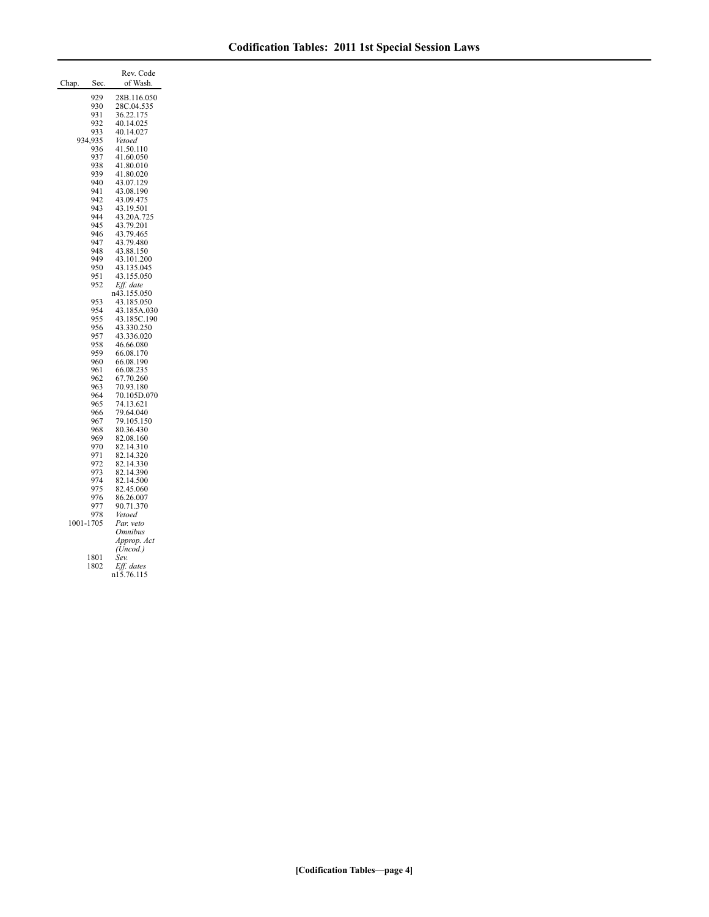| Chap. | Sec. | Rev. Code of Wash. |
|---|---|---|
| | 929 | 28B.116.050 |
| | 930 | 28C.04.535 |
| | 931 | 36.22.175 |
| | 932 | 40.14.025 |
| | 933 | 40.14.027 |
| | 934,935 | *Vetoed* |
| | 936 | 41.50.110 |
| | 937 | 41.60.050 |
| | 938 | 41.80.010 |
| | 939 | 41.80.020 |
| | 940 | 43.07.129 |
| | 941 | 43.08.190 |
| | 942 | 43.09.475 |
| | 943 | 43.19.501 |
| | 944 | 43.20A.725 |
| | 945 | 43.79.201 |
| | 946 | 43.79.465 |
| | 947 | 43.79.480 |
| | 948 | 43.88.150 |
| | 949 | 43.101.200 |
| | 950 | 43.135.045 |
| | 951 | 43.155.050 |
| | 952 | *Eff. date* n43.155.050 |
| | 953 | 43.185.050 |
| | 954 | 43.185A.030 |
| | 955 | 43.185C.190 |
| | 956 | 43.330.250 |
| | 957 | 43.336.020 |
| | 958 | 46.66.080 |
| | 959 | 66.08.170 |
| | 960 | 66.08.190 |
| | 961 | 66.08.235 |
| | 962 | 67.70.260 |
| | 963 | 70.93.180 |
| | 964 | 70.105D.070 |
| | 965 | 74.13.621 |
| | 966 | 79.64.040 |
| | 967 | 79.105.150 |
| | 968 | 80.36.430 |
| | 969 | 82.08.160 |
| | 970 | 82.14.310 |
| | 971 | 82.14.320 |
| | 972 | 82.14.330 |
| | 973 | 82.14.390 |
| | 974 | 82.14.500 |
| | 975 | 82.45.060 |
| | 976 | 86.26.007 |
| | 977 | 90.71.370 |
| | 978 | *Vetoed* |
| | 1001-1705 | *Par. veto Omnibus Approp. Act (Uncod.)* |
| | 1801 | *Sev.* |
| | 1802 | *Eff. dates* n15.76.115 |